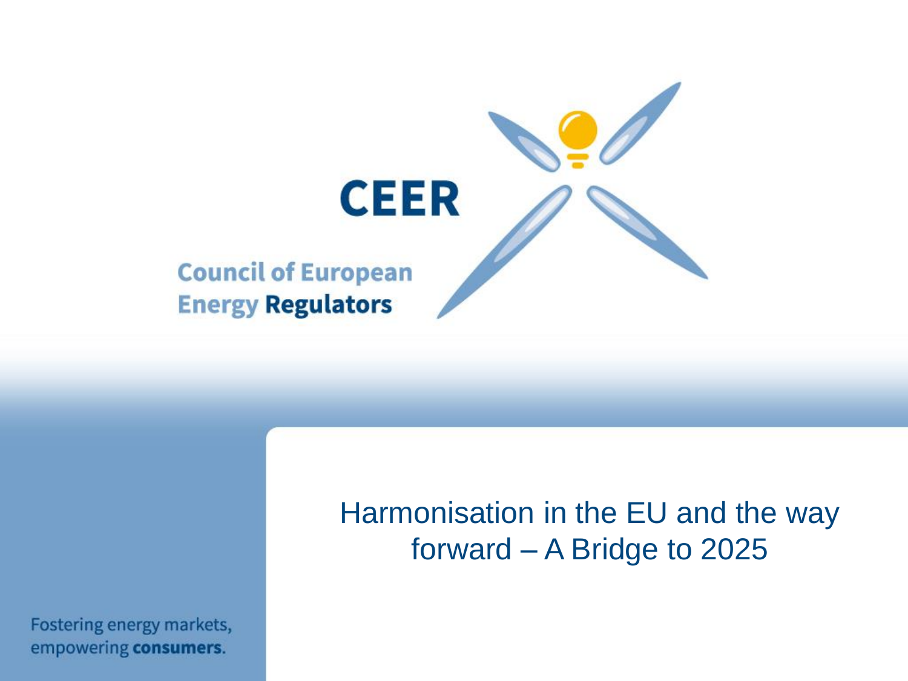# CEER

**Council of European Energy Regulators**

# Harmonisation in the EU and the way forward – A Bridge to 2025

Fostering energy markets, empowering **consumers**.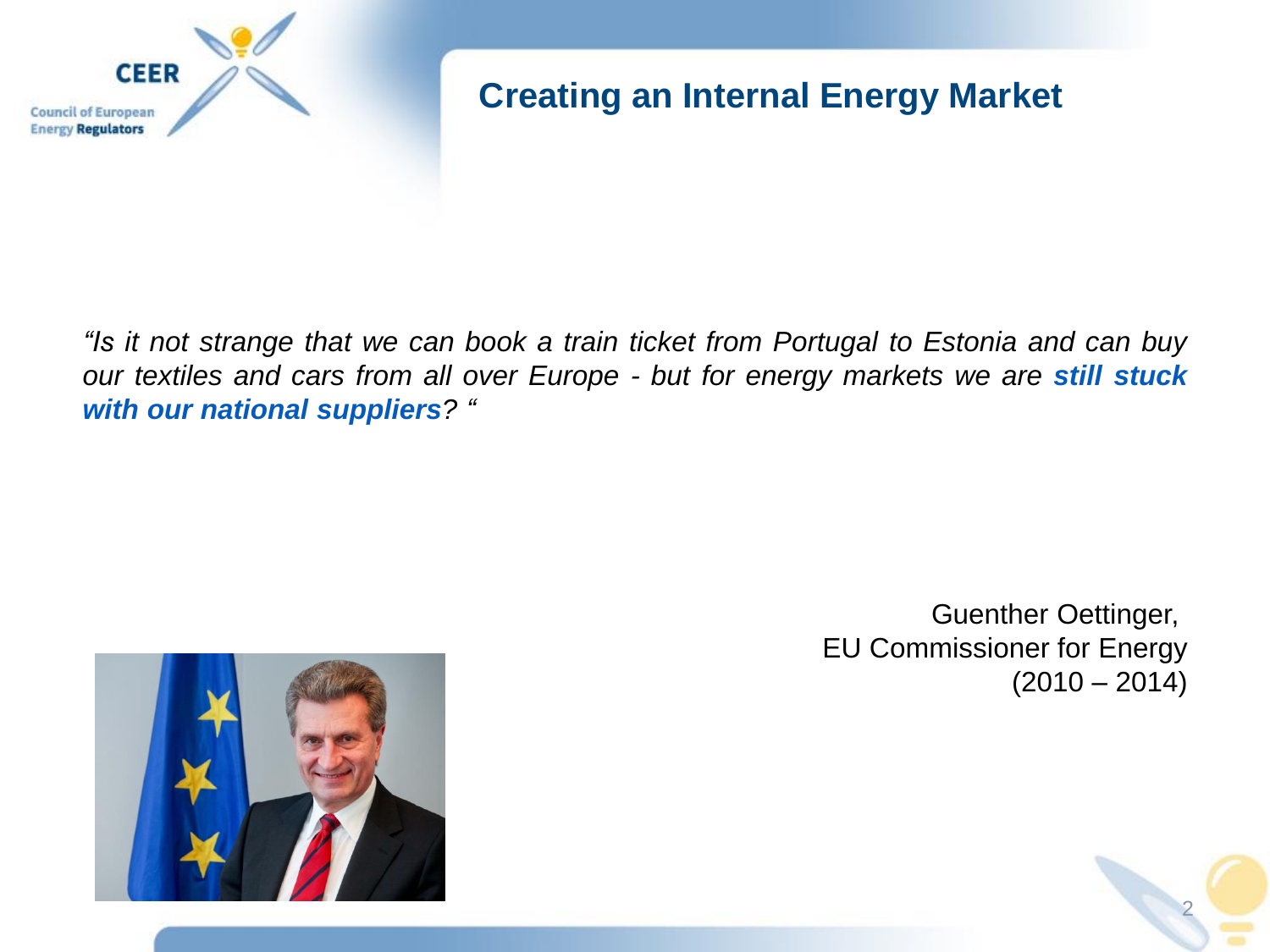# Creating an Internal Energy Market

*"Is it not strange that we can book a train ticket from Portugal to Estonia and can buy our textiles and cars from all over Europe - but for energy markets we are* ***still stuck with our national suppliers****? "*

Guenther Oettinger,
EU Commissioner for Energy
(2010 – 2014)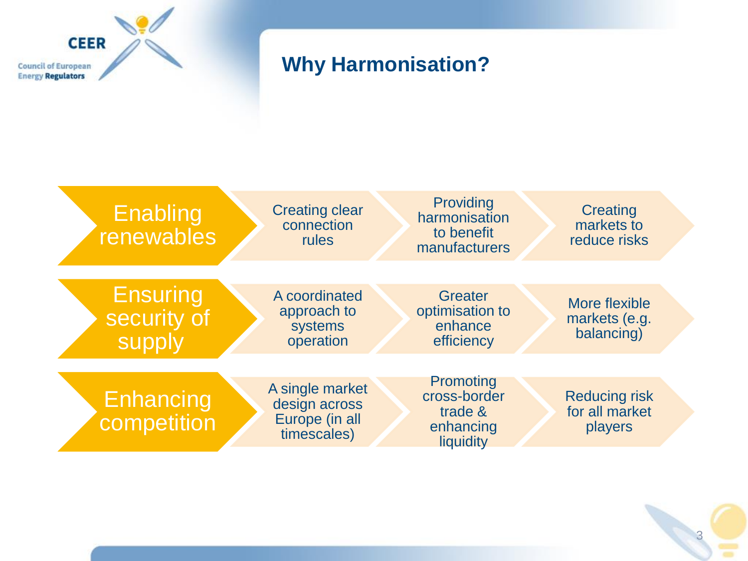# Why Harmonisation?

| | | | |
|---|---|---|---|
| **Enabling renewables** | Creating clear connection rules | Providing harmonisation to benefit manufacturers | Creating markets to reduce risks |
| **Ensuring security of supply** | A coordinated approach to systems operation | Greater optimisation to enhance efficiency | More flexible markets (e.g. balancing) |
| **Enhancing competition** | A single market design across Europe (in all timescales) | Promoting cross-border trade & enhancing liquidity | Reducing risk for all market players |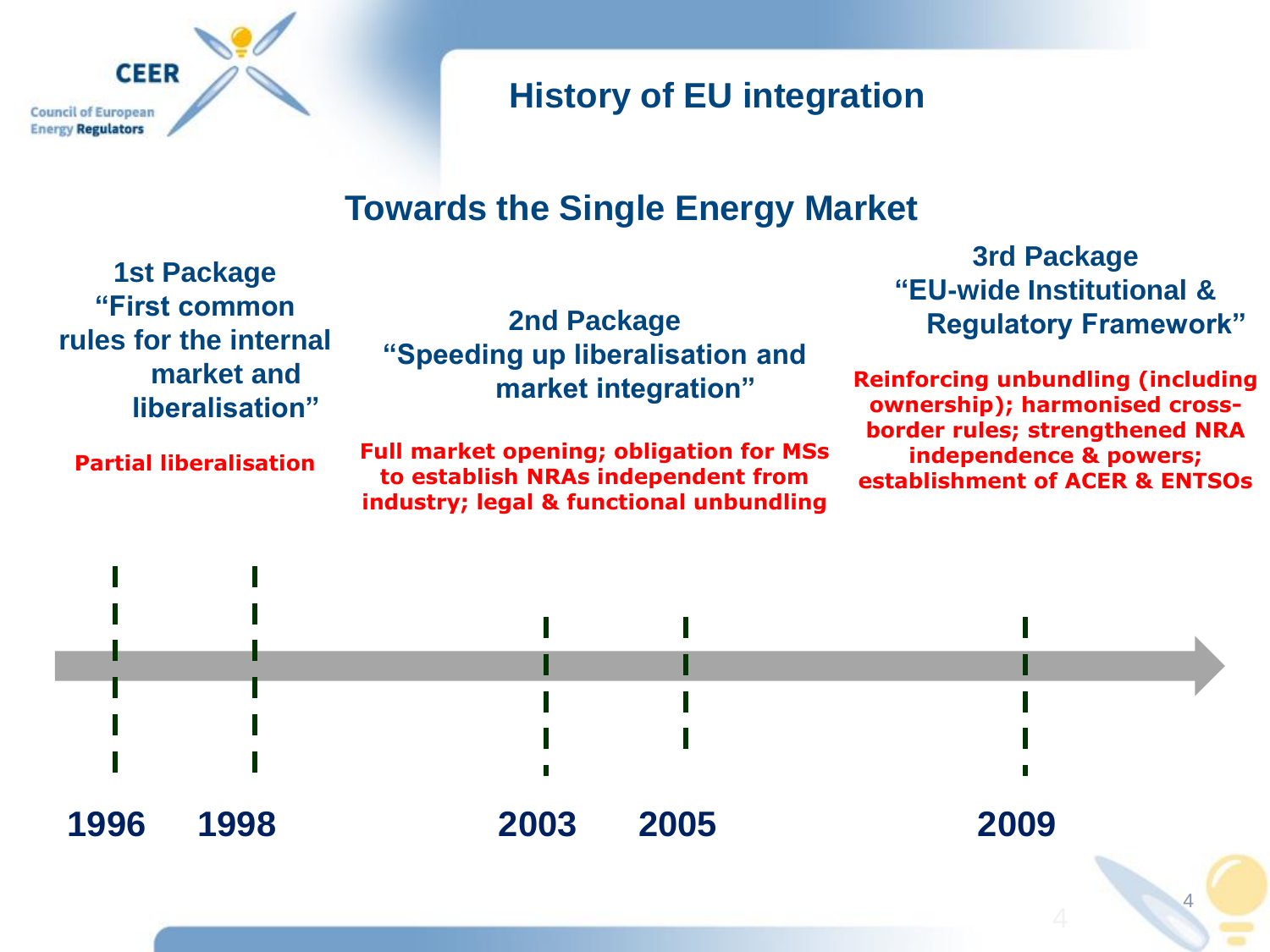# History of EU integration

## Towards the Single Energy Market

**1st Package**
**"First common rules for the internal market and liberalisation"**

Partial liberalisation

**2nd Package**
**"Speeding up liberalisation and market integration"**

Full market opening; obligation for MSs to establish NRAs independent from industry; legal & functional unbundling

**3rd Package**
**"EU-wide Institutional & Regulatory Framework"**

Reinforcing unbundling (including ownership); harmonised cross-border rules; strengthened NRA independence & powers; establishment of ACER & ENTSOs

**1996** — **1998** — **2003** — **2005** — **2009**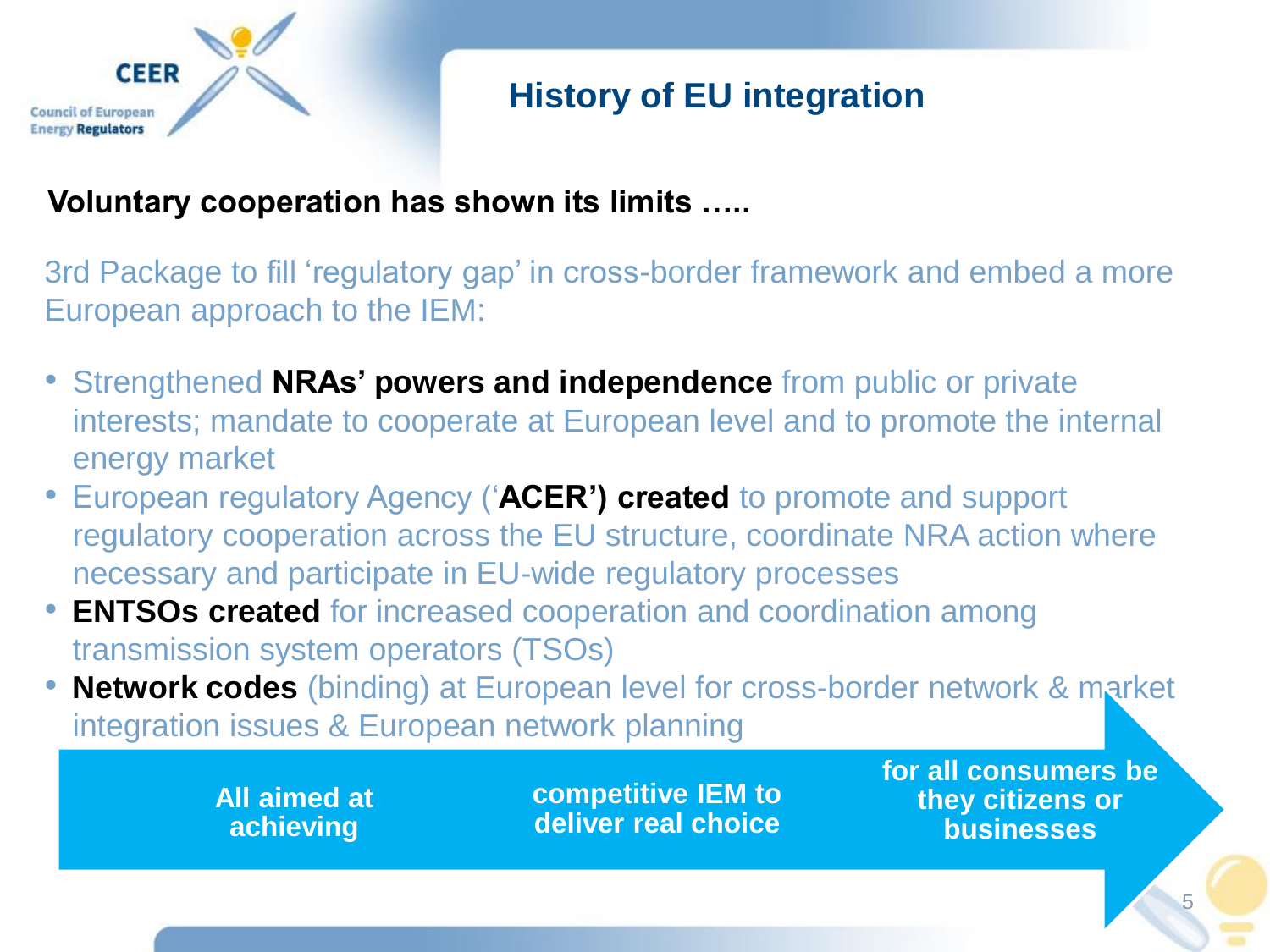# History of EU integration

**Voluntary cooperation has shown its limits …..**

3rd Package to fill 'regulatory gap' in cross-border framework and embed a more European approach to the IEM:

- Strengthened **NRAs' powers and independence** from public or private interests; mandate to cooperate at European level and to promote the internal energy market
- European regulatory Agency ('**ACER') created** to promote and support regulatory cooperation across the EU structure, coordinate NRA action where necessary and participate in EU-wide regulatory processes
- **ENTSOs created** for increased cooperation and coordination among transmission system operators (TSOs)
- **Network codes** (binding) at European level for cross-border network & market integration issues & European network planning

**All aimed at achieving** → **competitive IEM to deliver real choice** → **for all consumers be they citizens or businesses**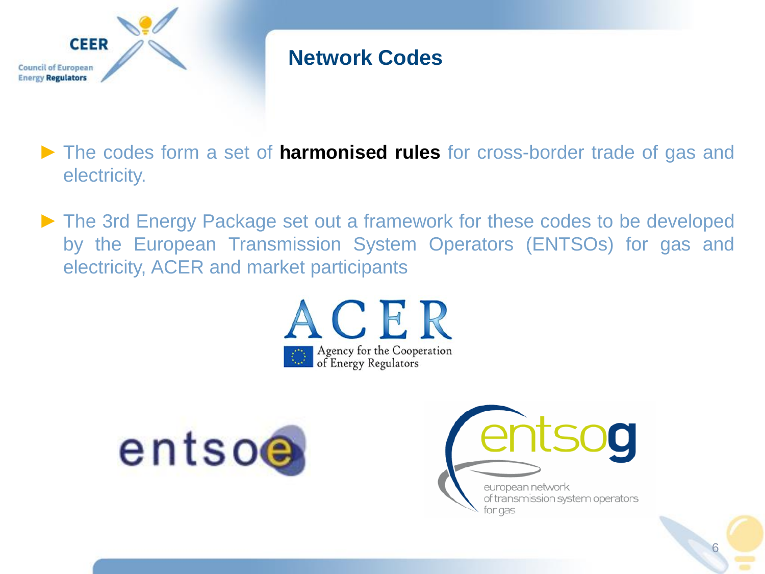# Network Codes

- The codes form a set of **harmonised rules** for cross-border trade of gas and electricity.
- The 3rd Energy Package set out a framework for these codes to be developed by the European Transmission System Operators (ENTSOs) for gas and electricity, ACER and market participants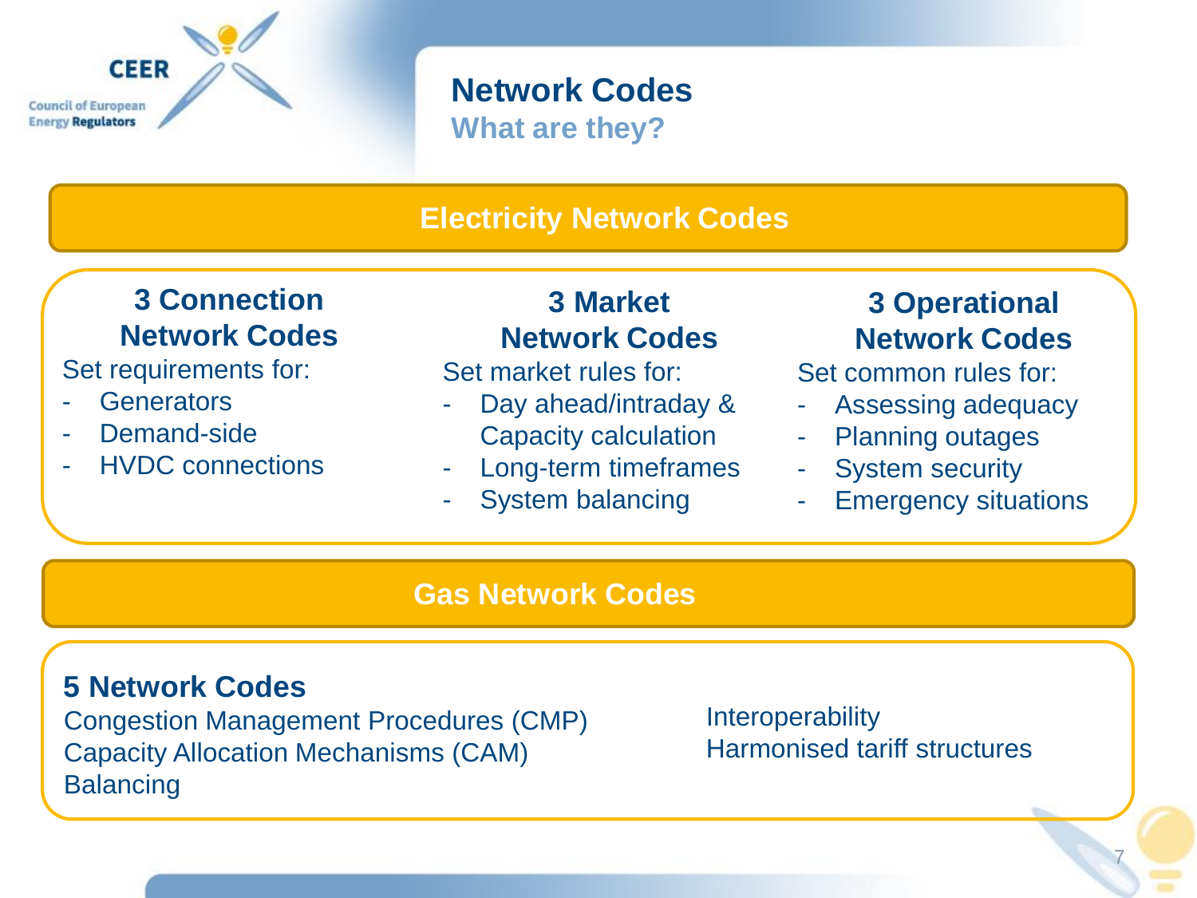# Network Codes

## What are they?

## Electricity Network Codes

### 3 Connection Network Codes

Set requirements for:

- Generators
- Demand-side
- HVDC connections

### 3 Market Network Codes

Set market rules for:

- Day ahead/intraday & Capacity calculation
- Long-term timeframes
- System balancing

### 3 Operational Network Codes

Set common rules for:

- Assessing adequacy
- Planning outages
- System security
- Emergency situations

## Gas Network Codes

### 5 Network Codes

Congestion Management Procedures (CMP)
Capacity Allocation Mechanisms (CAM)
Balancing
Interoperability
Harmonised tariff structures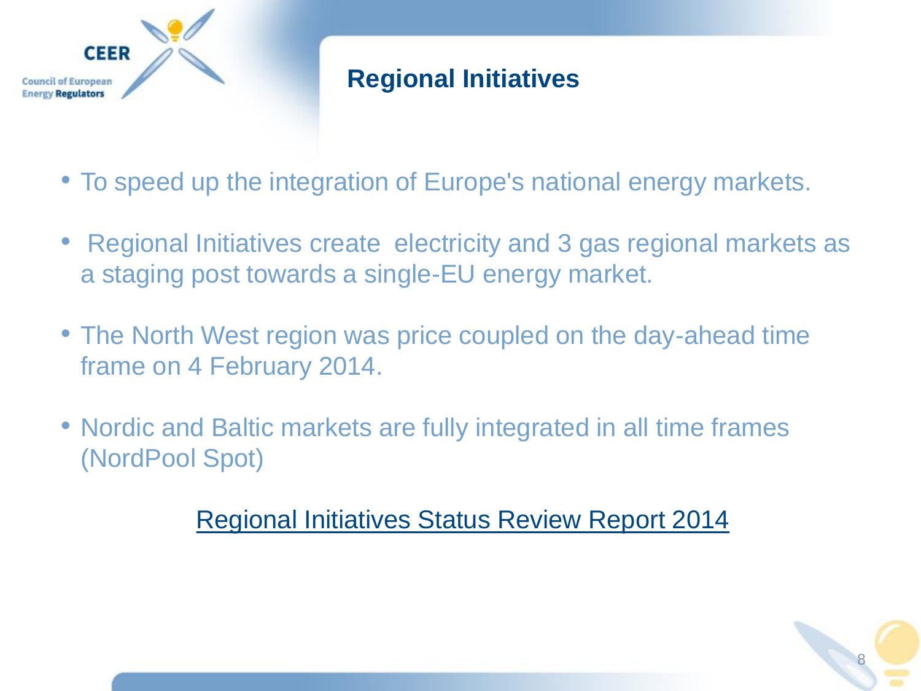# Regional Initiatives

- To speed up the integration of Europe's national energy markets.
- Regional Initiatives create electricity and 3 gas regional markets as a staging post towards a single-EU energy market.
- The North West region was price coupled on the day-ahead time frame on 4 February 2014.
- Nordic and Baltic markets are fully integrated in all time frames (NordPool Spot)

Regional Initiatives Status Review Report 2014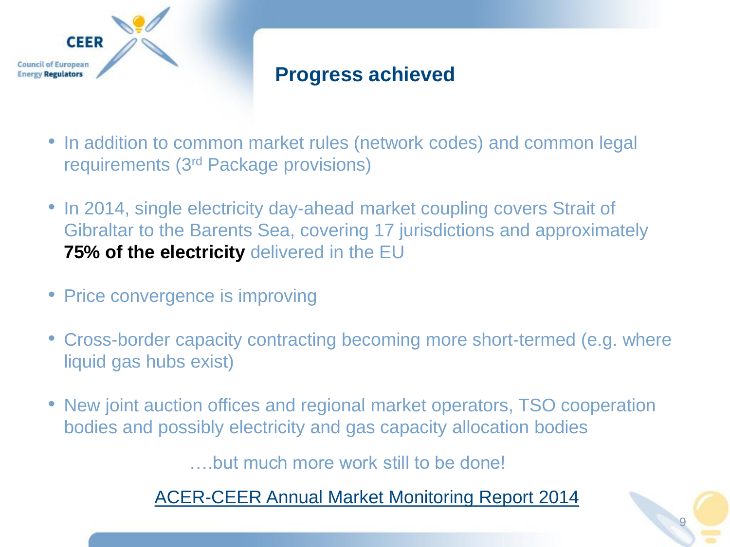# Progress achieved

- In addition to common market rules (network codes) and common legal requirements (3rd Package provisions)
- In 2014, single electricity day-ahead market coupling covers Strait of Gibraltar to the Barents Sea, covering 17 jurisdictions and approximately **75% of the electricity** delivered in the EU
- Price convergence is improving
- Cross-border capacity contracting becoming more short-termed (e.g. where liquid gas hubs exist)
- New joint auction offices and regional market operators, TSO cooperation bodies and possibly electricity and gas capacity allocation bodies

….but much more work still to be done!

ACER-CEER Annual Market Monitoring Report 2014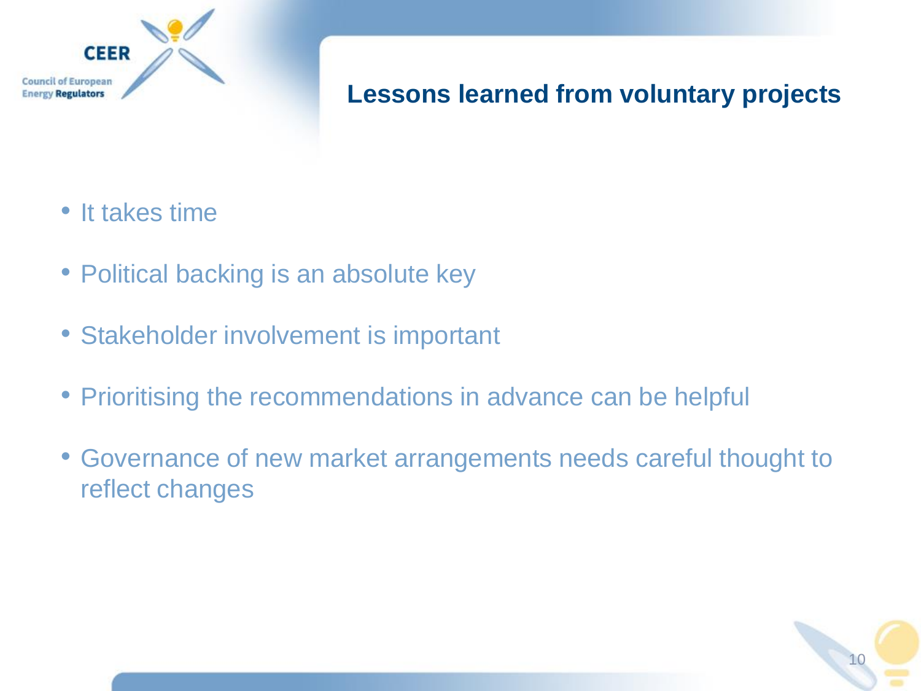## Lessons learned from voluntary projects

- It takes time
- Political backing is an absolute key
- Stakeholder involvement is important
- Prioritising the recommendations in advance can be helpful
- Governance of new market arrangements needs careful thought to reflect changes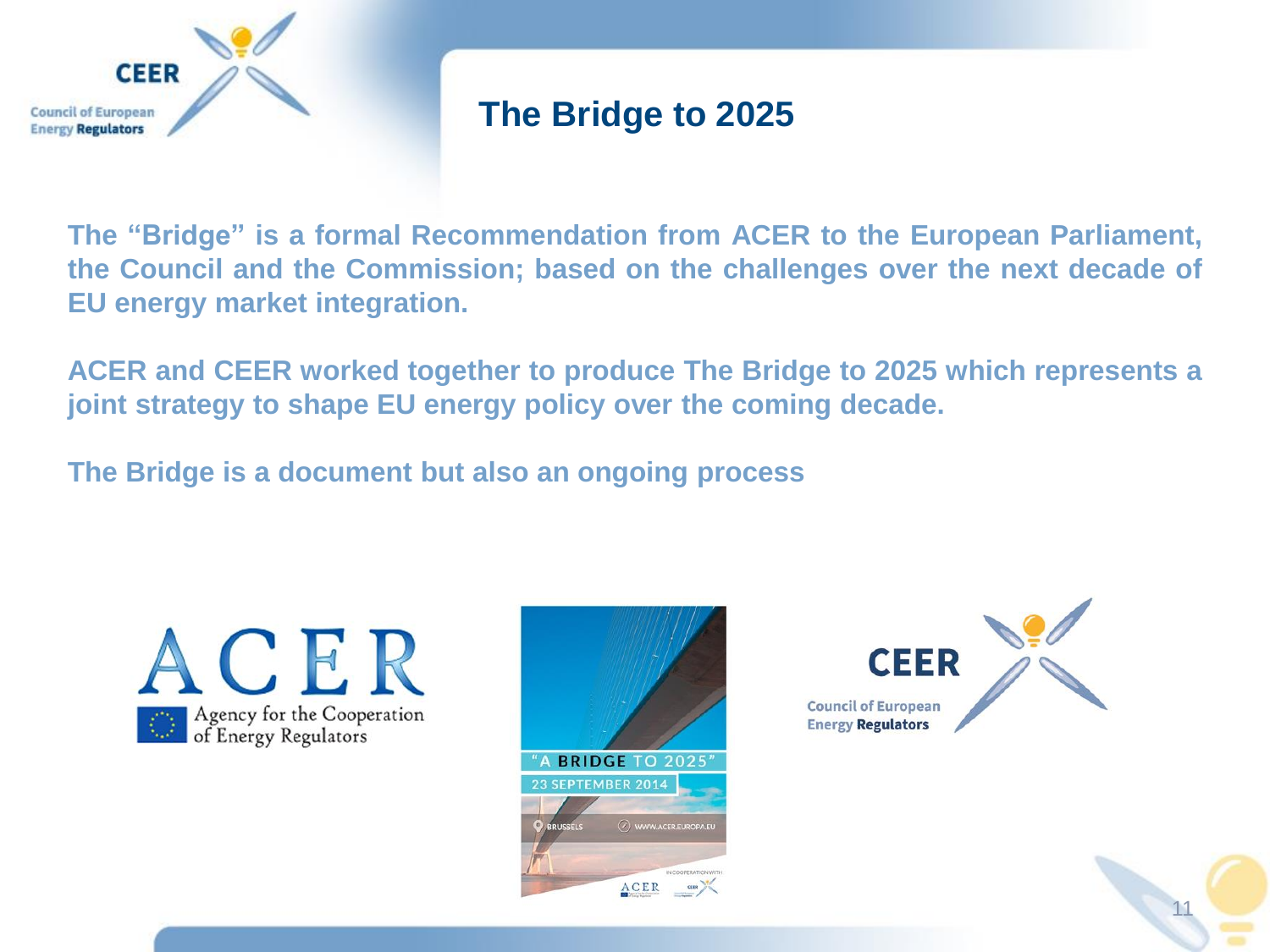# The Bridge to 2025

**The "Bridge" is a formal Recommendation from ACER to the European Parliament, the Council and the Commission; based on the challenges over the next decade of EU energy market integration.**

**ACER and CEER worked together to produce The Bridge to 2025 which represents a joint strategy to shape EU energy policy over the coming decade.**

**The Bridge is a document but also an ongoing process**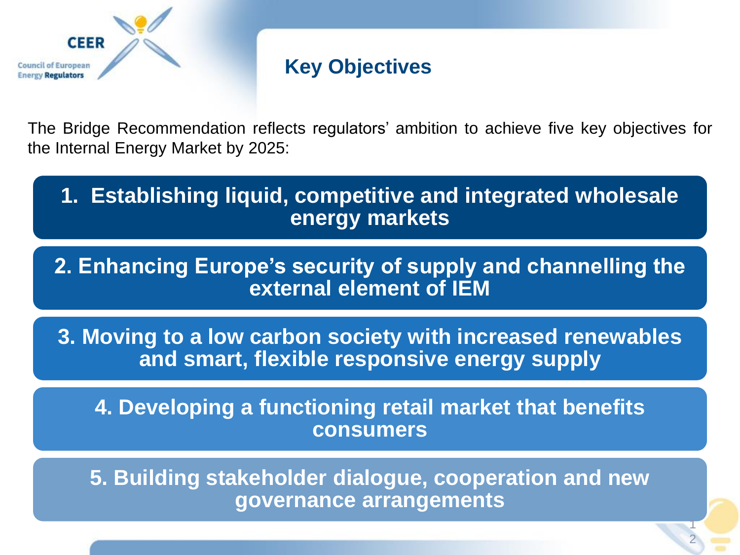# Key Objectives

The Bridge Recommendation reflects regulators' ambition to achieve five key objectives for the Internal Energy Market by 2025:

1. **Establishing liquid, competitive and integrated wholesale energy markets**
2. **Enhancing Europe's security of supply and channelling the external element of IEM**
3. **Moving to a low carbon society with increased renewables and smart, flexible responsive energy supply**
4. **Developing a functioning retail market that benefits consumers**
5. **Building stakeholder dialogue, cooperation and new governance arrangements**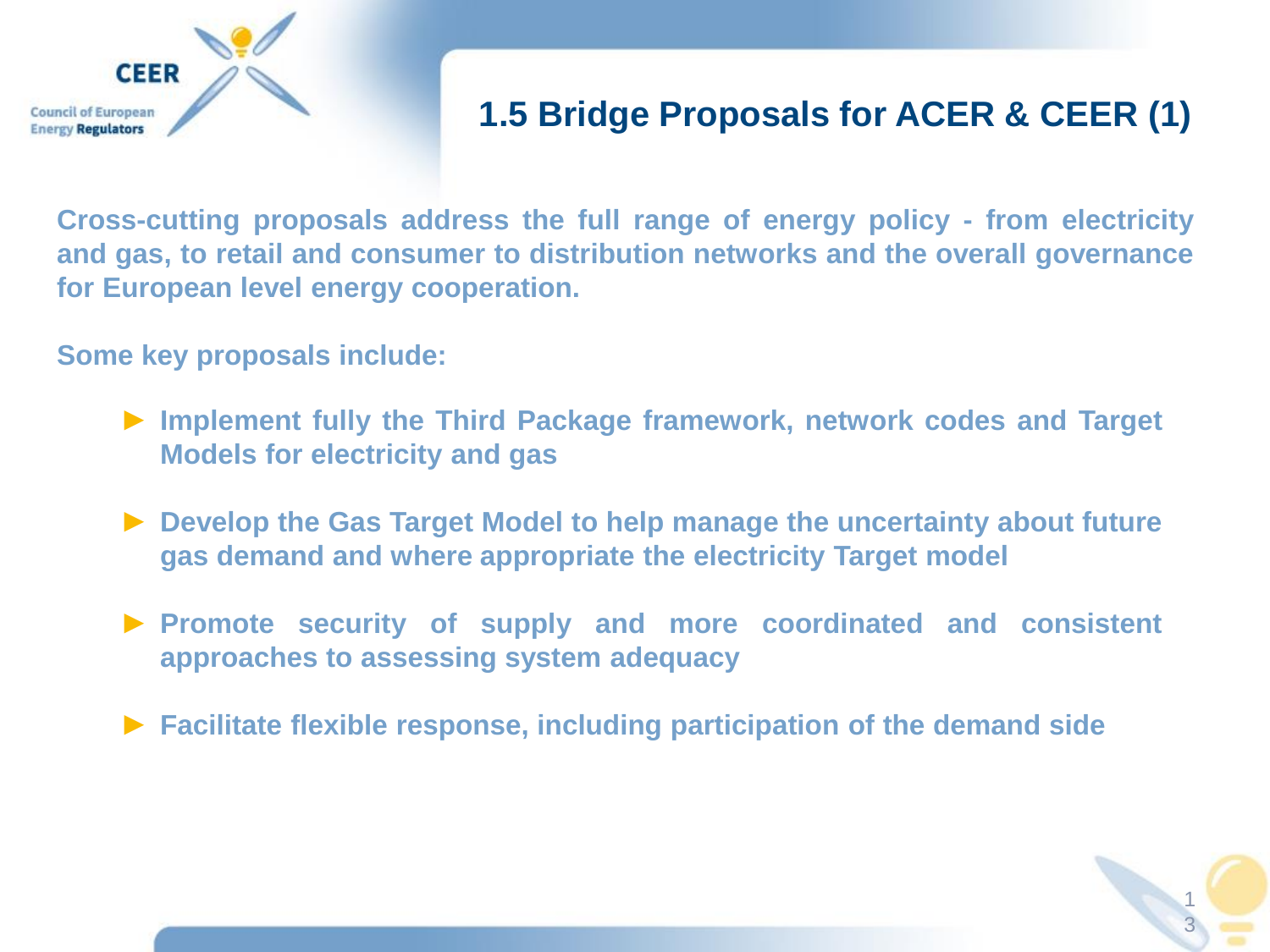## 1.5 Bridge Proposals for ACER & CEER (1)

**Cross-cutting proposals address the full range of energy policy - from electricity and gas, to retail and consumer to distribution networks and the overall governance for European level energy cooperation.**

**Some key proposals include:**

- **Implement fully the Third Package framework, network codes and Target Models for electricity and gas**
- **Develop the Gas Target Model to help manage the uncertainty about future gas demand and where appropriate the electricity Target model**
- **Promote security of supply and more coordinated and consistent approaches to assessing system adequacy**
- **Facilitate flexible response, including participation of the demand side**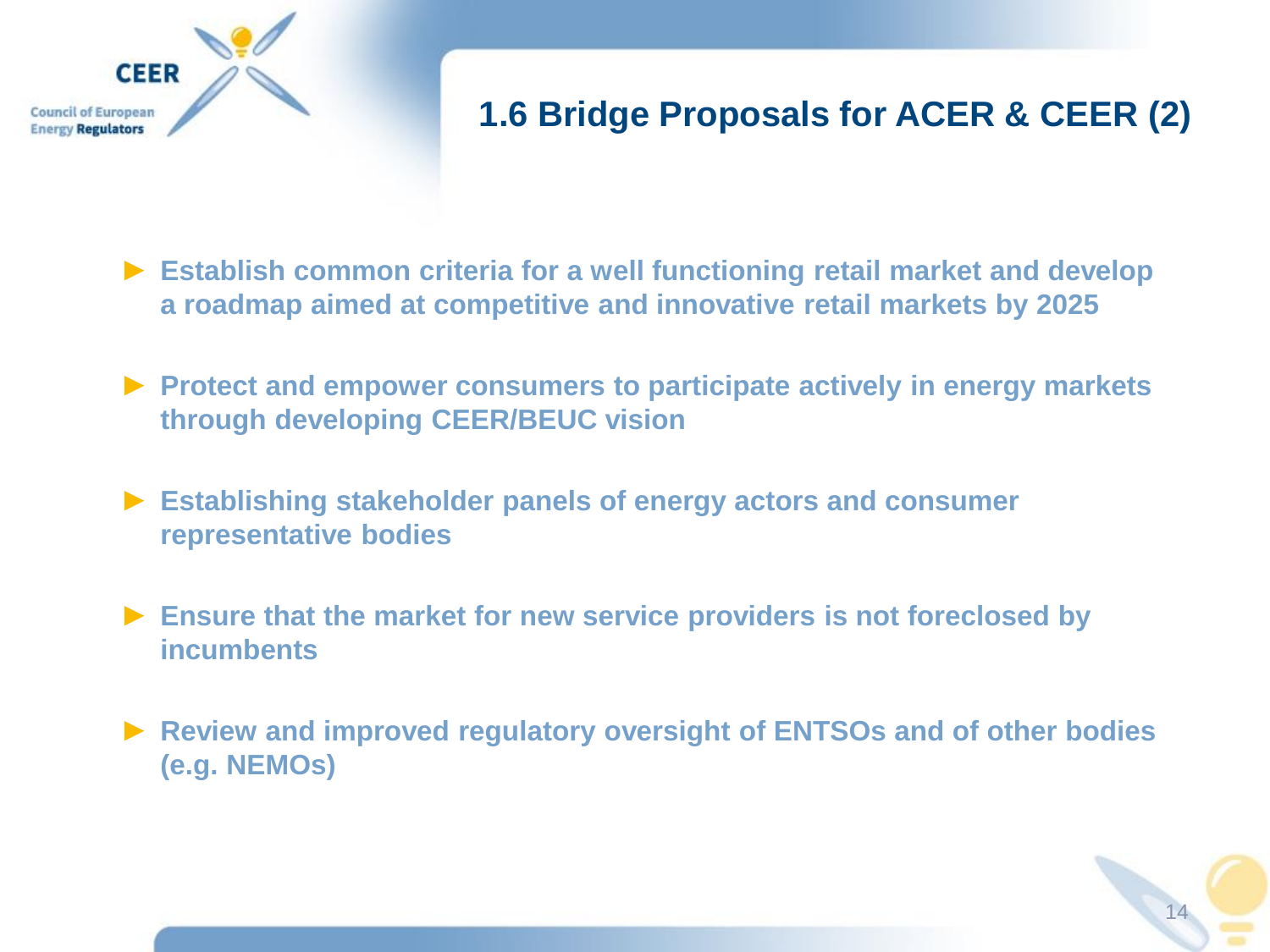# 1.6 Bridge Proposals for ACER & CEER (2)

- **Establish common criteria for a well functioning retail market and develop a roadmap aimed at competitive and innovative retail markets by 2025**
- **Protect and empower consumers to participate actively in energy markets through developing CEER/BEUC vision**
- **Establishing stakeholder panels of energy actors and consumer representative bodies**
- **Ensure that the market for new service providers is not foreclosed by incumbents**
- **Review and improved regulatory oversight of ENTSOs and of other bodies (e.g. NEMOs)**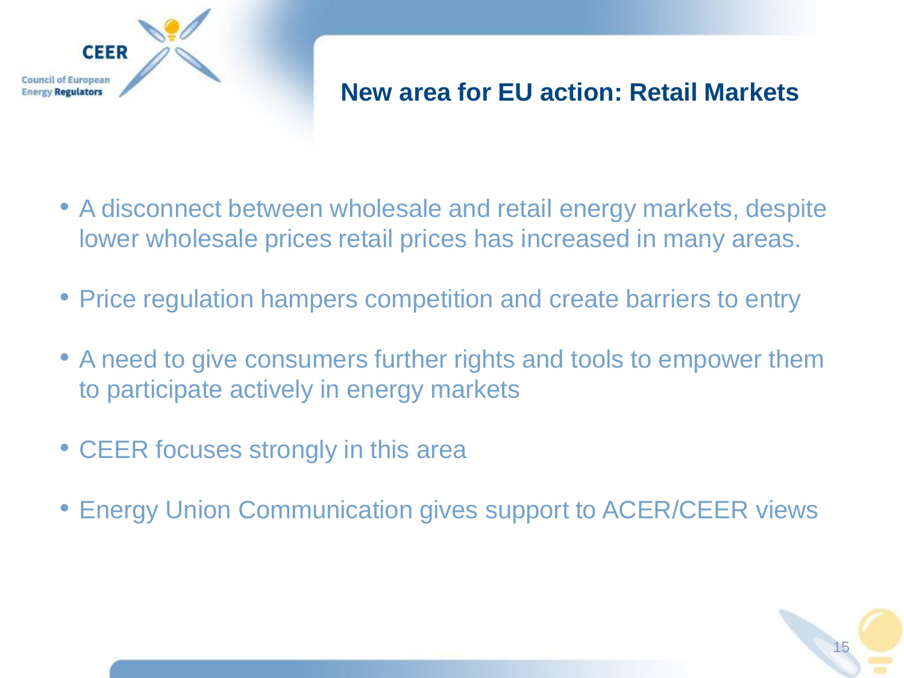# New area for EU action: Retail Markets

- A disconnect between wholesale and retail energy markets, despite lower wholesale prices retail prices has increased in many areas.
- Price regulation hampers competition and create barriers to entry
- A need to give consumers further rights and tools to empower them to participate actively in energy markets
- CEER focuses strongly in this area
- Energy Union Communication gives support to ACER/CEER views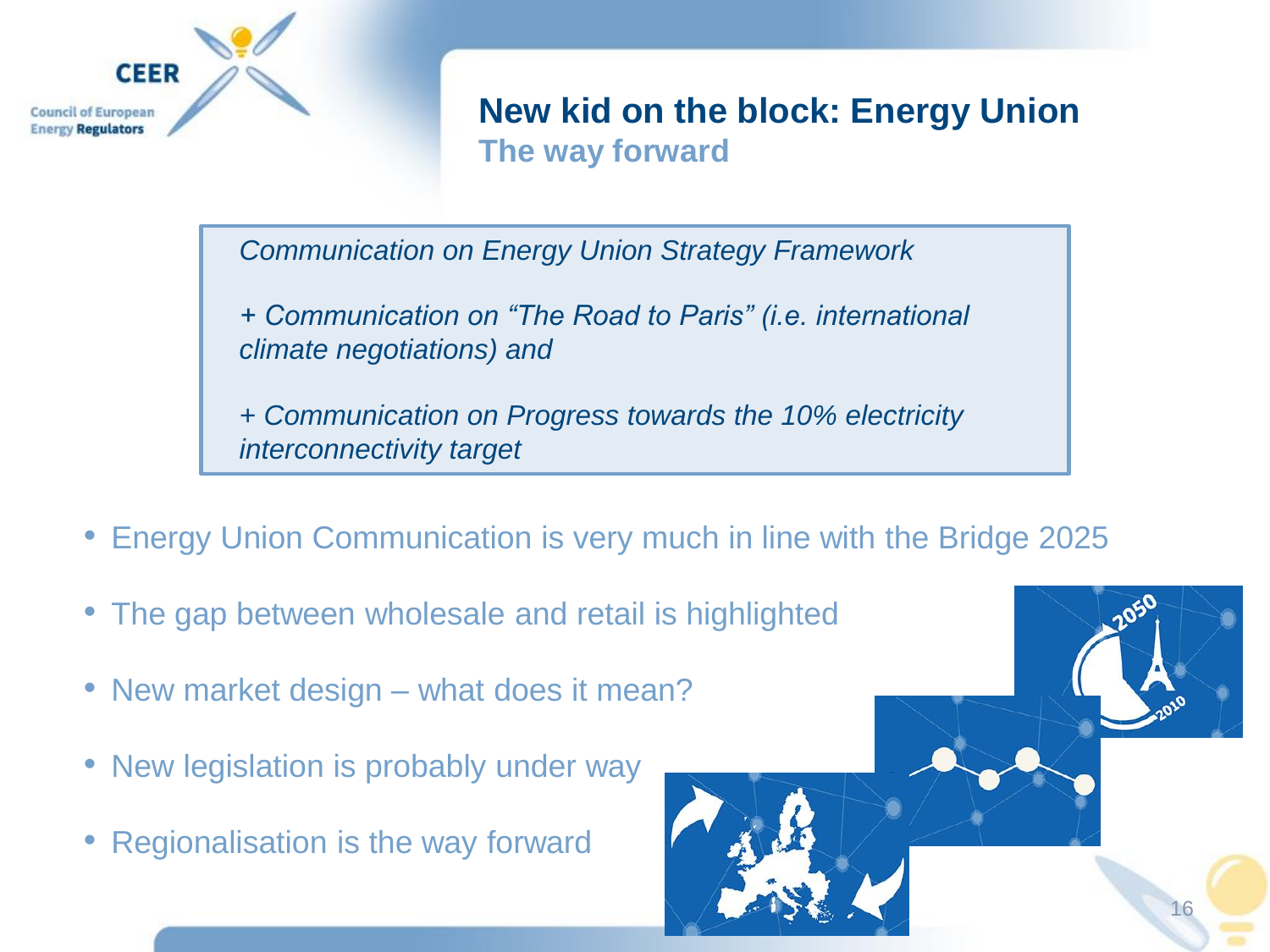# New kid on the block: Energy Union

## The way forward

*Communication on Energy Union Strategy Framework*

*+ Communication on "The Road to Paris" (i.e. international climate negotiations) and*

*+ Communication on Progress towards the 10% electricity interconnectivity target*

- Energy Union Communication is very much in line with the Bridge 2025
- The gap between wholesale and retail is highlighted
- New market design – what does it mean?
- New legislation is probably under way
- Regionalisation is the way forward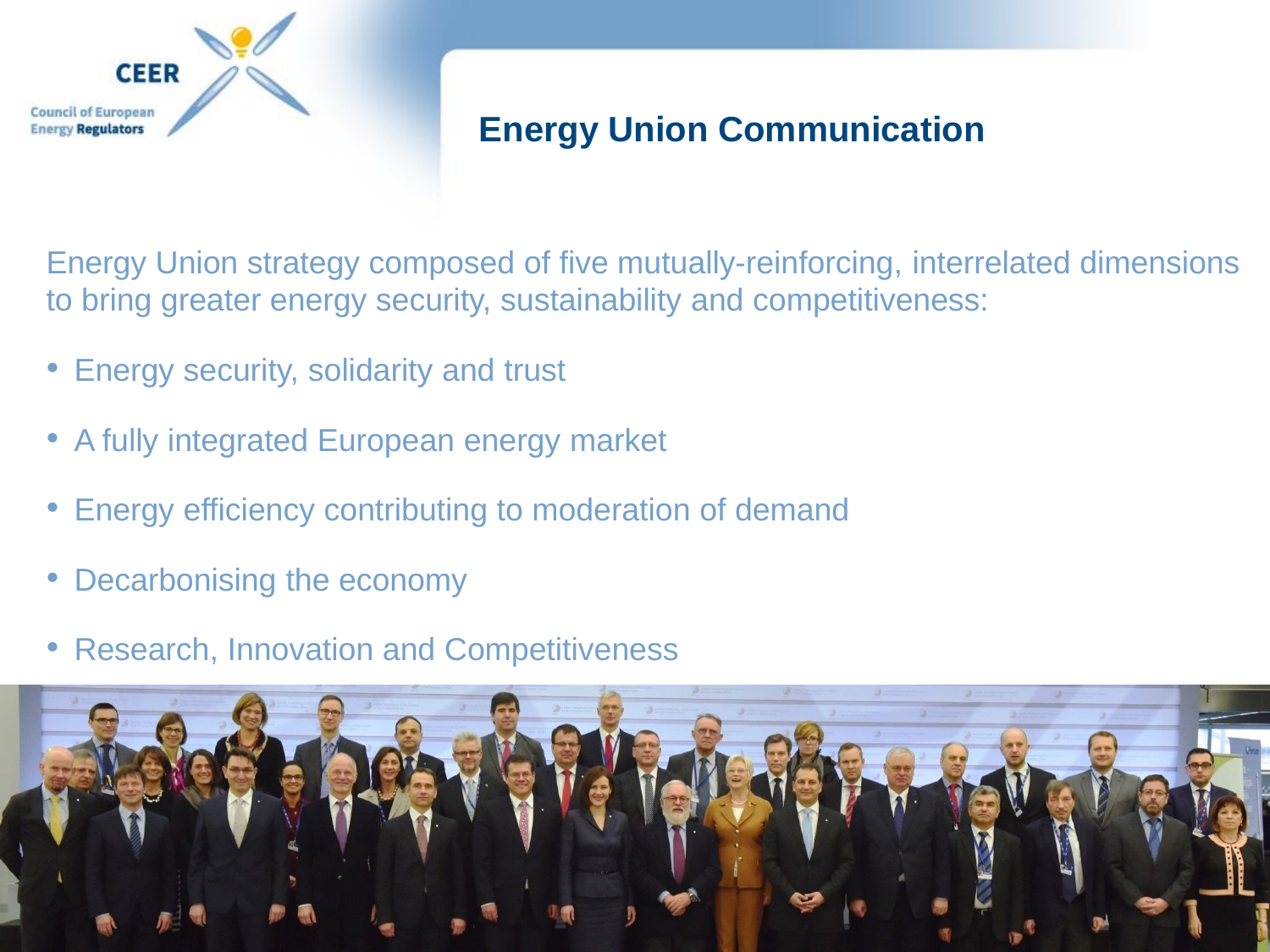# Energy Union Communication

Energy Union strategy composed of five mutually-reinforcing, interrelated dimensions to bring greater energy security, sustainability and competitiveness:

- Energy security, solidarity and trust
- A fully integrated European energy market
- Energy efficiency contributing to moderation of demand
- Decarbonising the economy
- Research, Innovation and Competitiveness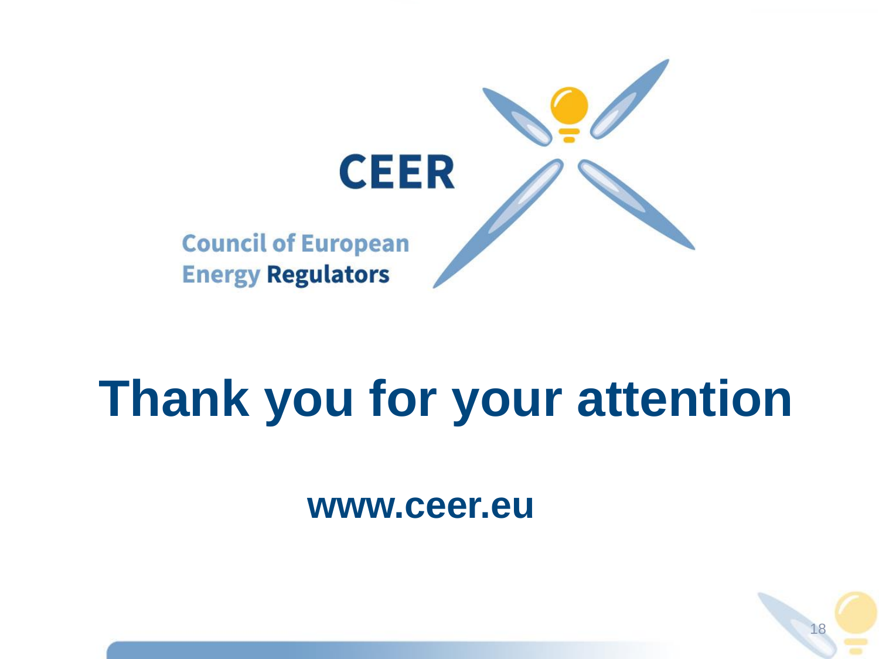CEER

Council of European Energy Regulators

# Thank you for your attention

**www.ceer.eu**